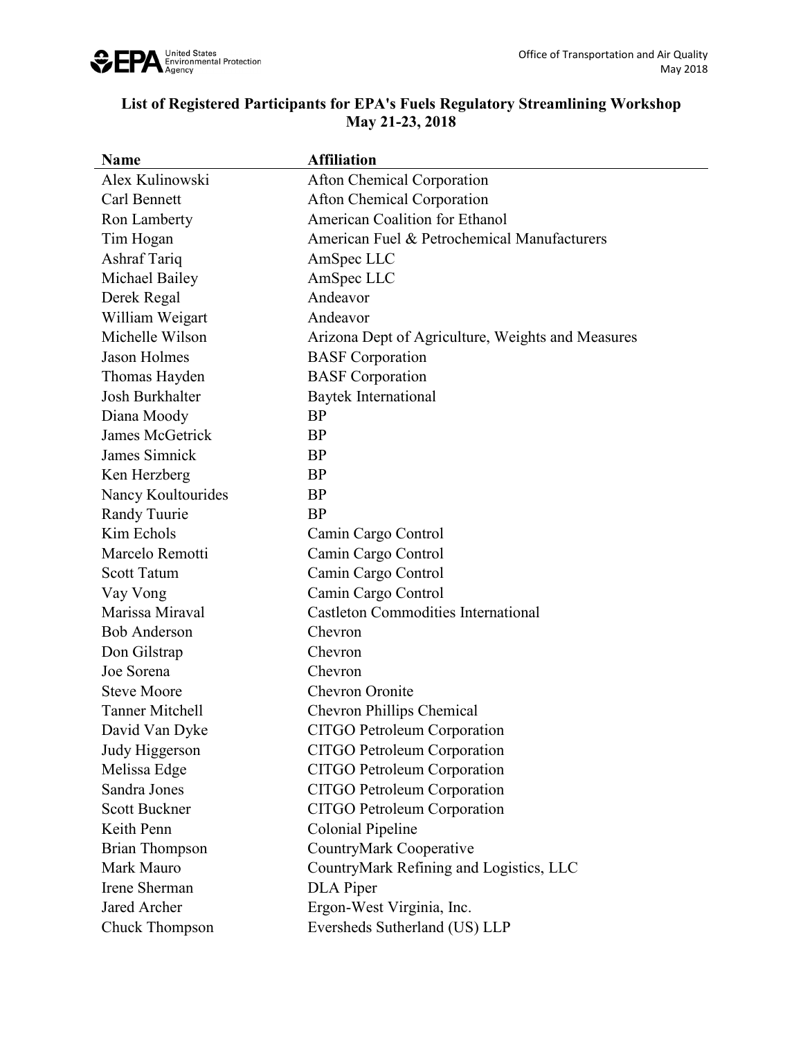## List of Registered Participants for EPA's Fuels Regulatory Streamlining Workshop May 21-23, 2018

| Name | Affiliation |
|---|---|
| Alex Kulinowski | Afton Chemical Corporation |
| Carl Bennett | Afton Chemical Corporation |
| Ron Lamberty | American Coalition for Ethanol |
| Tim Hogan | American Fuel & Petrochemical Manufacturers |
| Ashraf Tariq | AmSpec LLC |
| Michael Bailey | AmSpec LLC |
| Derek Regal | Andeavor |
| William Weigart | Andeavor |
| Michelle Wilson | Arizona Dept of Agriculture, Weights and Measures |
| Jason Holmes | BASF Corporation |
| Thomas Hayden | BASF Corporation |
| Josh Burkhalter | Baytek International |
| Diana Moody | BP |
| James McGetrick | BP |
| James Simnick | BP |
| Ken Herzberg | BP |
| Nancy Koultourides | BP |
| Randy Tuurie | BP |
| Kim Echols | Camin Cargo Control |
| Marcelo Remotti | Camin Cargo Control |
| Scott Tatum | Camin Cargo Control |
| Vay Vong | Camin Cargo Control |
| Marissa Miraval | Castleton Commodities International |
| Bob Anderson | Chevron |
| Don Gilstrap | Chevron |
| Joe Sorena | Chevron |
| Steve Moore | Chevron Oronite |
| Tanner Mitchell | Chevron Phillips Chemical |
| David Van Dyke | CITGO Petroleum Corporation |
| Judy Higgerson | CITGO Petroleum Corporation |
| Melissa Edge | CITGO Petroleum Corporation |
| Sandra Jones | CITGO Petroleum Corporation |
| Scott Buckner | CITGO Petroleum Corporation |
| Keith Penn | Colonial Pipeline |
| Brian Thompson | CountryMark Cooperative |
| Mark Mauro | CountryMark Refining and Logistics, LLC |
| Irene Sherman | DLA Piper |
| Jared Archer | Ergon-West Virginia, Inc. |
| Chuck Thompson | Eversheds Sutherland (US) LLP |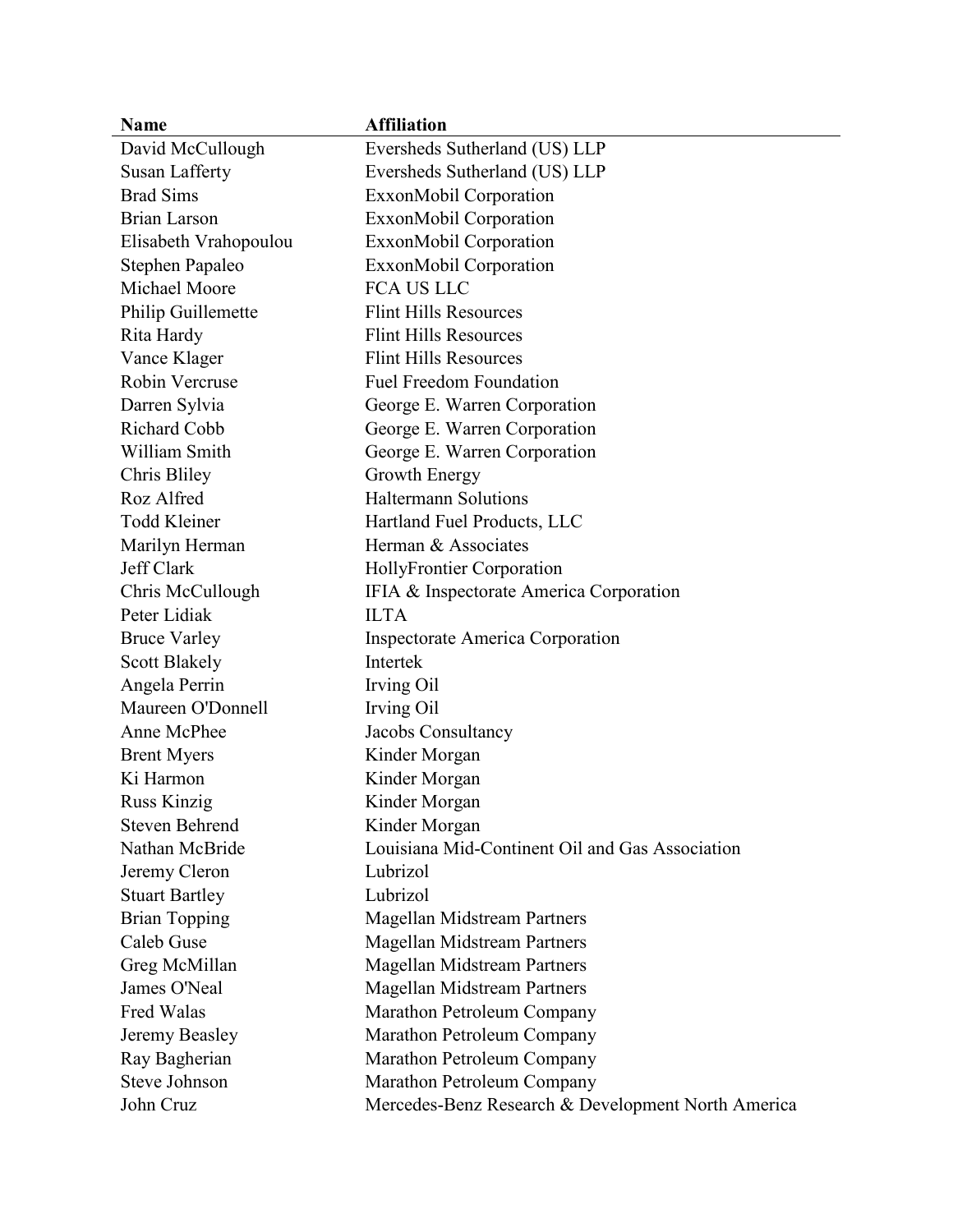| Name | Affiliation |
| --- | --- |
| David McCullough | Eversheds Sutherland (US) LLP |
| Susan Lafferty | Eversheds Sutherland (US) LLP |
| Brad Sims | ExxonMobil Corporation |
| Brian Larson | ExxonMobil Corporation |
| Elisabeth Vrahopoulou | ExxonMobil Corporation |
| Stephen Papaleo | ExxonMobil Corporation |
| Michael Moore | FCA US LLC |
| Philip Guillemette | Flint Hills Resources |
| Rita Hardy | Flint Hills Resources |
| Vance Klager | Flint Hills Resources |
| Robin Vercruse | Fuel Freedom Foundation |
| Darren Sylvia | George E. Warren Corporation |
| Richard Cobb | George E. Warren Corporation |
| William Smith | George E. Warren Corporation |
| Chris Bliley | Growth Energy |
| Roz Alfred | Haltermann Solutions |
| Todd Kleiner | Hartland Fuel Products, LLC |
| Marilyn Herman | Herman & Associates |
| Jeff Clark | HollyFrontier Corporation |
| Chris McCullough | IFIA & Inspectorate America Corporation |
| Peter Lidiak | ILTA |
| Bruce Varley | Inspectorate America Corporation |
| Scott Blakely | Intertek |
| Angela Perrin | Irving Oil |
| Maureen O'Donnell | Irving Oil |
| Anne McPhee | Jacobs Consultancy |
| Brent Myers | Kinder Morgan |
| Ki Harmon | Kinder Morgan |
| Russ Kinzig | Kinder Morgan |
| Steven Behrend | Kinder Morgan |
| Nathan McBride | Louisiana Mid-Continent Oil and Gas Association |
| Jeremy Cleron | Lubrizol |
| Stuart Bartley | Lubrizol |
| Brian Topping | Magellan Midstream Partners |
| Caleb Guse | Magellan Midstream Partners |
| Greg McMillan | Magellan Midstream Partners |
| James O'Neal | Magellan Midstream Partners |
| Fred Walas | Marathon Petroleum Company |
| Jeremy Beasley | Marathon Petroleum Company |
| Ray Bagherian | Marathon Petroleum Company |
| Steve Johnson | Marathon Petroleum Company |
| John Cruz | Mercedes-Benz Research & Development North America |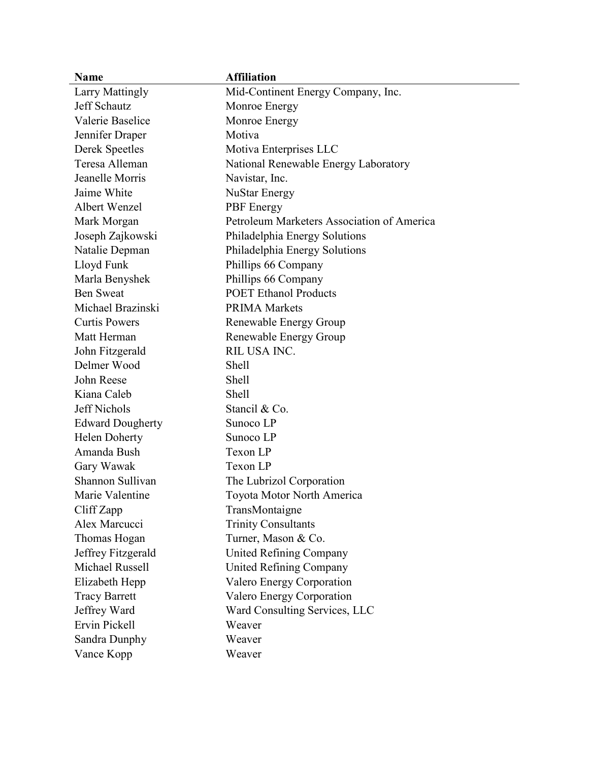| Name | Affiliation |
|---|---|
| Larry Mattingly | Mid-Continent Energy Company, Inc. |
| Jeff Schautz | Monroe Energy |
| Valerie Baselice | Monroe Energy |
| Jennifer Draper | Motiva |
| Derek Speetles | Motiva Enterprises LLC |
| Teresa Alleman | National Renewable Energy Laboratory |
| Jeanelle Morris | Navistar, Inc. |
| Jaime White | NuStar Energy |
| Albert Wenzel | PBF Energy |
| Mark Morgan | Petroleum Marketers Association of America |
| Joseph Zajkowski | Philadelphia Energy Solutions |
| Natalie Depman | Philadelphia Energy Solutions |
| Lloyd Funk | Phillips 66 Company |
| Marla Benyshek | Phillips 66 Company |
| Ben Sweat | POET Ethanol Products |
| Michael Brazinski | PRIMA Markets |
| Curtis Powers | Renewable Energy Group |
| Matt Herman | Renewable Energy Group |
| John Fitzgerald | RIL USA INC. |
| Delmer Wood | Shell |
| John Reese | Shell |
| Kiana Caleb | Shell |
| Jeff Nichols | Stancil & Co. |
| Edward Dougherty | Sunoco LP |
| Helen Doherty | Sunoco LP |
| Amanda Bush | Texon LP |
| Gary Wawak | Texon LP |
| Shannon Sullivan | The Lubrizol Corporation |
| Marie Valentine | Toyota Motor North America |
| Cliff Zapp | TransMontaigne |
| Alex Marcucci | Trinity Consultants |
| Thomas Hogan | Turner, Mason & Co. |
| Jeffrey Fitzgerald | United Refining Company |
| Michael Russell | United Refining Company |
| Elizabeth Hepp | Valero Energy Corporation |
| Tracy Barrett | Valero Energy Corporation |
| Jeffrey Ward | Ward Consulting Services, LLC |
| Ervin Pickell | Weaver |
| Sandra Dunphy | Weaver |
| Vance Kopp | Weaver |